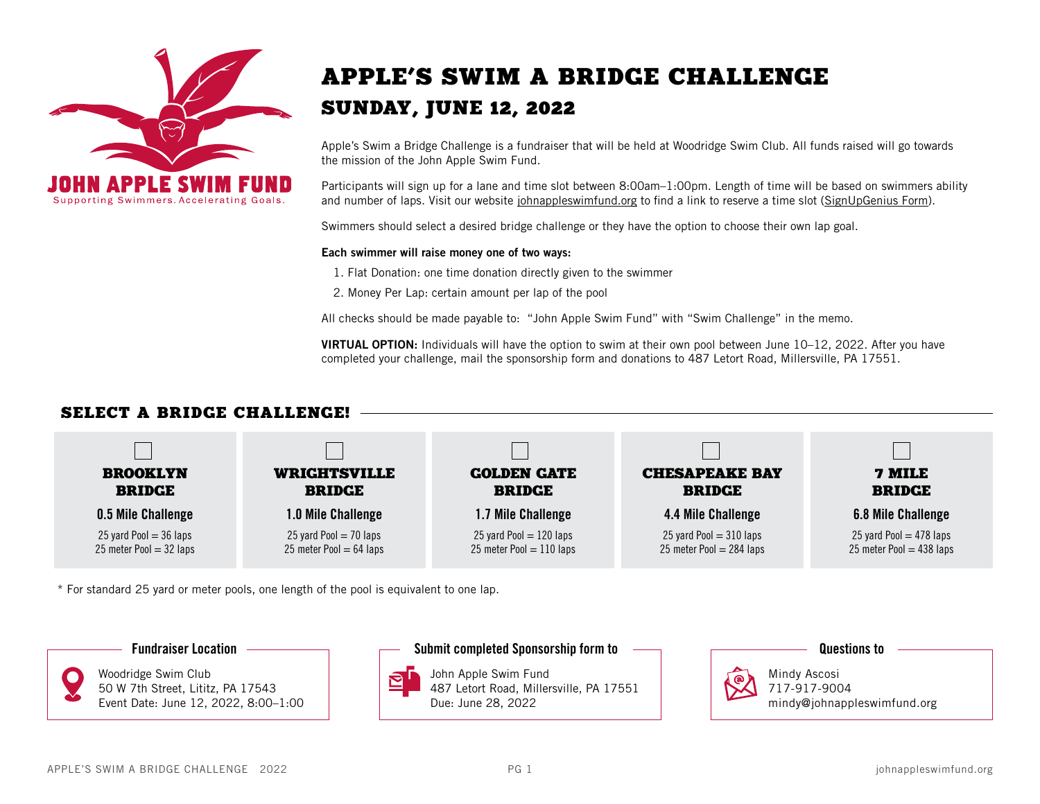JOHN APPLE SWIM FUND

Supporting Swimmers. Accelerating Goals.

# APPLE'S SWIM A BRIDGE CHALLENGE

## SUNDAY, JUNE 12, 2022

Apple's Swim a Bridge Challenge is a fundraiser that will be held at Woodridge Swim Club. All funds raised will go towards the mission of the John Apple Swim Fund.

Participants will sign up for a lane and time slot between 8:00am–1:00pm. Length of time will be based on swimmers ability and number of laps. Visit our website johnappleswimfund.org to find a link to reserve a time slot (SignUpGenius Form).

Swimmers should select a desired bridge challenge or they have the option to choose their own lap goal.

**Each swimmer will raise money one of two ways:**

1. Flat Donation: one time donation directly given to the swimmer
2. Money Per Lap: certain amount per lap of the pool

All checks should be made payable to: "John Apple Swim Fund" with "Swim Challenge" in the memo.

**VIRTUAL OPTION:** Individuals will have the option to swim at their own pool between June 10–12, 2022. After you have completed your challenge, mail the sponsorship form and donations to 487 Letort Road, Millersville, PA 17551.

## SELECT A BRIDGE CHALLENGE!

| ☐ BROOKLYN BRIDGE | ☐ WRIGHTSVILLE BRIDGE | ☐ GOLDEN GATE BRIDGE | ☐ CHESAPEAKE BAY BRIDGE | ☐ 7 MILE BRIDGE |
|---|---|---|---|---|
| **0.5 Mile Challenge** | **1.0 Mile Challenge** | **1.7 Mile Challenge** | **4.4 Mile Challenge** | **6.8 Mile Challenge** |
| 25 yard Pool = 36 laps | 25 yard Pool = 70 laps | 25 yard Pool = 120 laps | 25 yard Pool = 310 laps | 25 yard Pool = 478 laps |
| 25 meter Pool = 32 laps | 25 meter Pool = 64 laps | 25 meter Pool = 110 laps | 25 meter Pool = 284 laps | 25 meter Pool = 438 laps |

* For standard 25 yard or meter pools, one length of the pool is equivalent to one lap.

**Fundraiser Location**

Woodridge Swim Club
50 W 7th Street, Lititz, PA 17543
Event Date: June 12, 2022, 8:00–1:00

**Submit completed Sponsorship form to**

John Apple Swim Fund
487 Letort Road, Millersville, PA 17551
Due: June 28, 2022

**Questions to**

Mindy Ascosi
717-917-9004
mindy@johnappleswimfund.org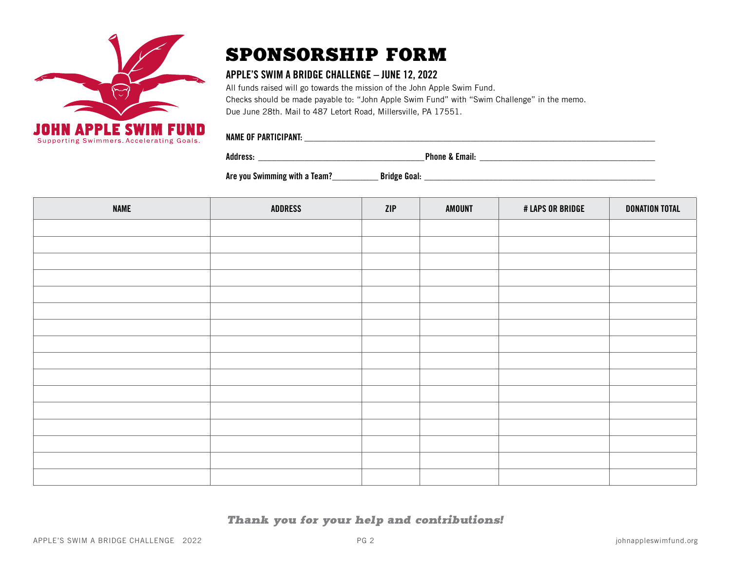JOHN APPLE SWIM FUND

Supporting Swimmers. Accelerating Goals.

# SPONSORSHIP FORM

## APPLE'S SWIM A BRIDGE CHALLENGE – JUNE 12, 2022

All funds raised will go towards the mission of the John Apple Swim Fund.
Checks should be made payable to: "John Apple Swim Fund" with "Swim Challenge" in the memo.
Due June 28th. Mail to 487 Letort Road, Millersville, PA 17551.

**NAME OF PARTICIPANT:** ______________________________

**Address:** ______________________________ **Phone & Email:** ______________________________

**Are you Swimming with a Team?**__________ **Bridge Goal:** ______________________________

| NAME | ADDRESS | ZIP | AMOUNT | # LAPS OR BRIDGE | DONATION TOTAL |
|---|---|---|---|---|---|
| | | | | | |
| | | | | | |
| | | | | | |
| | | | | | |
| | | | | | |
| | | | | | |
| | | | | | |
| | | | | | |
| | | | | | |
| | | | | | |
| | | | | | |
| | | | | | |
| | | | | | |
| | | | | | |
| | | | | | |
| | | | | | |

***Thank you for your help and contributions!***